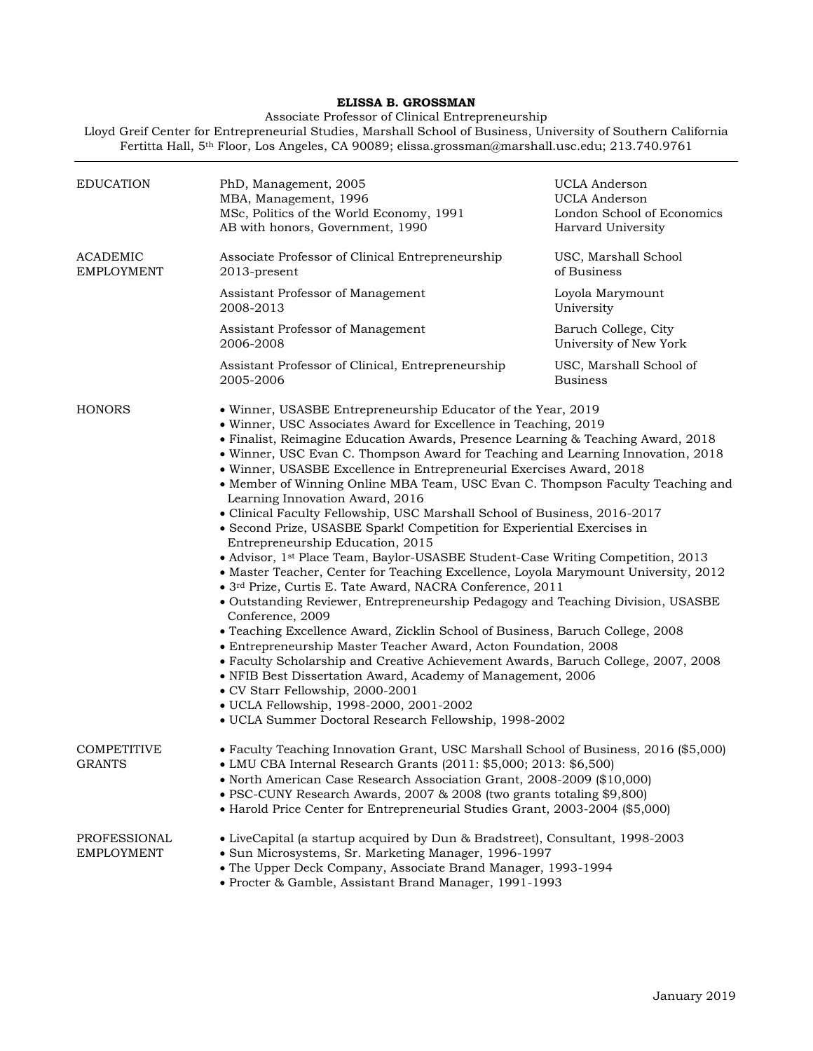# ELISSA B. GROSSMAN

Associate Professor of Clinical Entrepreneurship
Lloyd Greif Center for Entrepreneurial Studies, Marshall School of Business, University of Southern California
Fertitta Hall, 5th Floor, Los Angeles, CA 90089; elissa.grossman@marshall.usc.edu; 213.740.9761

---

## EDUCATION

| | |
|---|---|
| PhD, Management, 2005 | UCLA Anderson |
| MBA, Management, 1996 | UCLA Anderson |
| MSc, Politics of the World Economy, 1991 | London School of Economics |
| AB with honors, Government, 1990 | Harvard University |

## ACADEMIC EMPLOYMENT

| | |
|---|---|
| Associate Professor of Clinical Entrepreneurship 2013-present | USC, Marshall School of Business |
| Assistant Professor of Management 2008-2013 | Loyola Marymount University |
| Assistant Professor of Management 2006-2008 | Baruch College, City University of New York |
| Assistant Professor of Clinical, Entrepreneurship 2005-2006 | USC, Marshall School of Business |

## HONORS

- Winner, USASBE Entrepreneurship Educator of the Year, 2019
- Winner, USC Associates Award for Excellence in Teaching, 2019
- Finalist, Reimagine Education Awards, Presence Learning & Teaching Award, 2018
- Winner, USC Evan C. Thompson Award for Teaching and Learning Innovation, 2018
- Winner, USASBE Excellence in Entrepreneurial Exercises Award, 2018
- Member of Winning Online MBA Team, USC Evan C. Thompson Faculty Teaching and Learning Innovation Award, 2016
- Clinical Faculty Fellowship, USC Marshall School of Business, 2016-2017
- Second Prize, USASBE Spark! Competition for Experiential Exercises in Entrepreneurship Education, 2015
- Advisor, 1st Place Team, Baylor-USASBE Student-Case Writing Competition, 2013
- Master Teacher, Center for Teaching Excellence, Loyola Marymount University, 2012
- 3rd Prize, Curtis E. Tate Award, NACRA Conference, 2011
- Outstanding Reviewer, Entrepreneurship Pedagogy and Teaching Division, USASBE Conference, 2009
- Teaching Excellence Award, Zicklin School of Business, Baruch College, 2008
- Entrepreneurship Master Teacher Award, Acton Foundation, 2008
- Faculty Scholarship and Creative Achievement Awards, Baruch College, 2007, 2008
- NFIB Best Dissertation Award, Academy of Management, 2006
- CV Starr Fellowship, 2000-2001
- UCLA Fellowship, 1998-2000, 2001-2002
- UCLA Summer Doctoral Research Fellowship, 1998-2002

## COMPETITIVE GRANTS

- Faculty Teaching Innovation Grant, USC Marshall School of Business, 2016 ($5,000)
- LMU CBA Internal Research Grants (2011: $5,000; 2013: $6,500)
- North American Case Research Association Grant, 2008-2009 ($10,000)
- PSC-CUNY Research Awards, 2007 & 2008 (two grants totaling $9,800)
- Harold Price Center for Entrepreneurial Studies Grant, 2003-2004 ($5,000)

## PROFESSIONAL EMPLOYMENT

- LiveCapital (a startup acquired by Dun & Bradstreet), Consultant, 1998-2003
- Sun Microsystems, Sr. Marketing Manager, 1996-1997
- The Upper Deck Company, Associate Brand Manager, 1993-1994
- Procter & Gamble, Assistant Brand Manager, 1991-1993

January 2019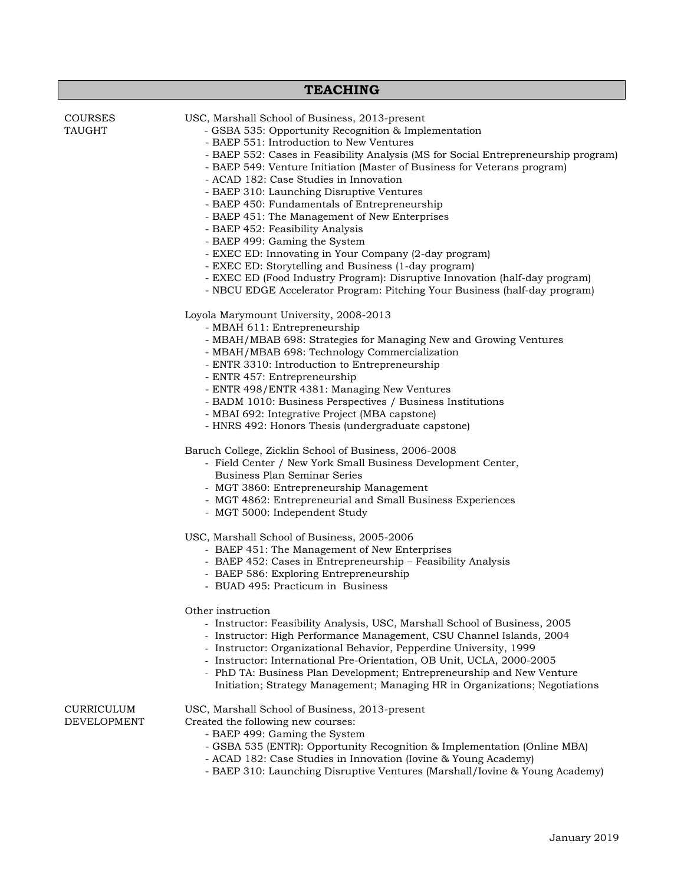## TEACHING

**COURSES TAUGHT**

USC, Marshall School of Business, 2013-present

- GSBA 535: Opportunity Recognition & Implementation
- BAEP 551: Introduction to New Ventures
- BAEP 552: Cases in Feasibility Analysis (MS for Social Entrepreneurship program)
- BAEP 549: Venture Initiation (Master of Business for Veterans program)
- ACAD 182: Case Studies in Innovation
- BAEP 310: Launching Disruptive Ventures
- BAEP 450: Fundamentals of Entrepreneurship
- BAEP 451: The Management of New Enterprises
- BAEP 452: Feasibility Analysis
- BAEP 499: Gaming the System
- EXEC ED: Innovating in Your Company (2-day program)
- EXEC ED: Storytelling and Business (1-day program)
- EXEC ED (Food Industry Program): Disruptive Innovation (half-day program)
- NBCU EDGE Accelerator Program: Pitching Your Business (half-day program)

Loyola Marymount University, 2008-2013

- MBAH 611: Entrepreneurship
- MBAH/MBAB 698: Strategies for Managing New and Growing Ventures
- MBAH/MBAB 698: Technology Commercialization
- ENTR 3310: Introduction to Entrepreneurship
- ENTR 457: Entrepreneurship
- ENTR 498/ENTR 4381: Managing New Ventures
- BADM 1010: Business Perspectives / Business Institutions
- MBAI 692: Integrative Project (MBA capstone)
- HNRS 492: Honors Thesis (undergraduate capstone)

Baruch College, Zicklin School of Business, 2006-2008

- Field Center / New York Small Business Development Center, Business Plan Seminar Series
- MGT 3860: Entrepreneurship Management
- MGT 4862: Entrepreneurial and Small Business Experiences
- MGT 5000: Independent Study

USC, Marshall School of Business, 2005-2006

- BAEP 451: The Management of New Enterprises
- BAEP 452: Cases in Entrepreneurship – Feasibility Analysis
- BAEP 586: Exploring Entrepreneurship
- BUAD 495: Practicum in Business

Other instruction

- Instructor: Feasibility Analysis, USC, Marshall School of Business, 2005
- Instructor: High Performance Management, CSU Channel Islands, 2004
- Instructor: Organizational Behavior, Pepperdine University, 1999
- Instructor: International Pre-Orientation, OB Unit, UCLA, 2000-2005
- PhD TA: Business Plan Development; Entrepreneurship and New Venture Initiation; Strategy Management; Managing HR in Organizations; Negotiations

**CURRICULUM DEVELOPMENT**

USC, Marshall School of Business, 2013-present

Created the following new courses:

- BAEP 499: Gaming the System
- GSBA 535 (ENTR): Opportunity Recognition & Implementation (Online MBA)
- ACAD 182: Case Studies in Innovation (Iovine & Young Academy)
- BAEP 310: Launching Disruptive Ventures (Marshall/Iovine & Young Academy)

January 2019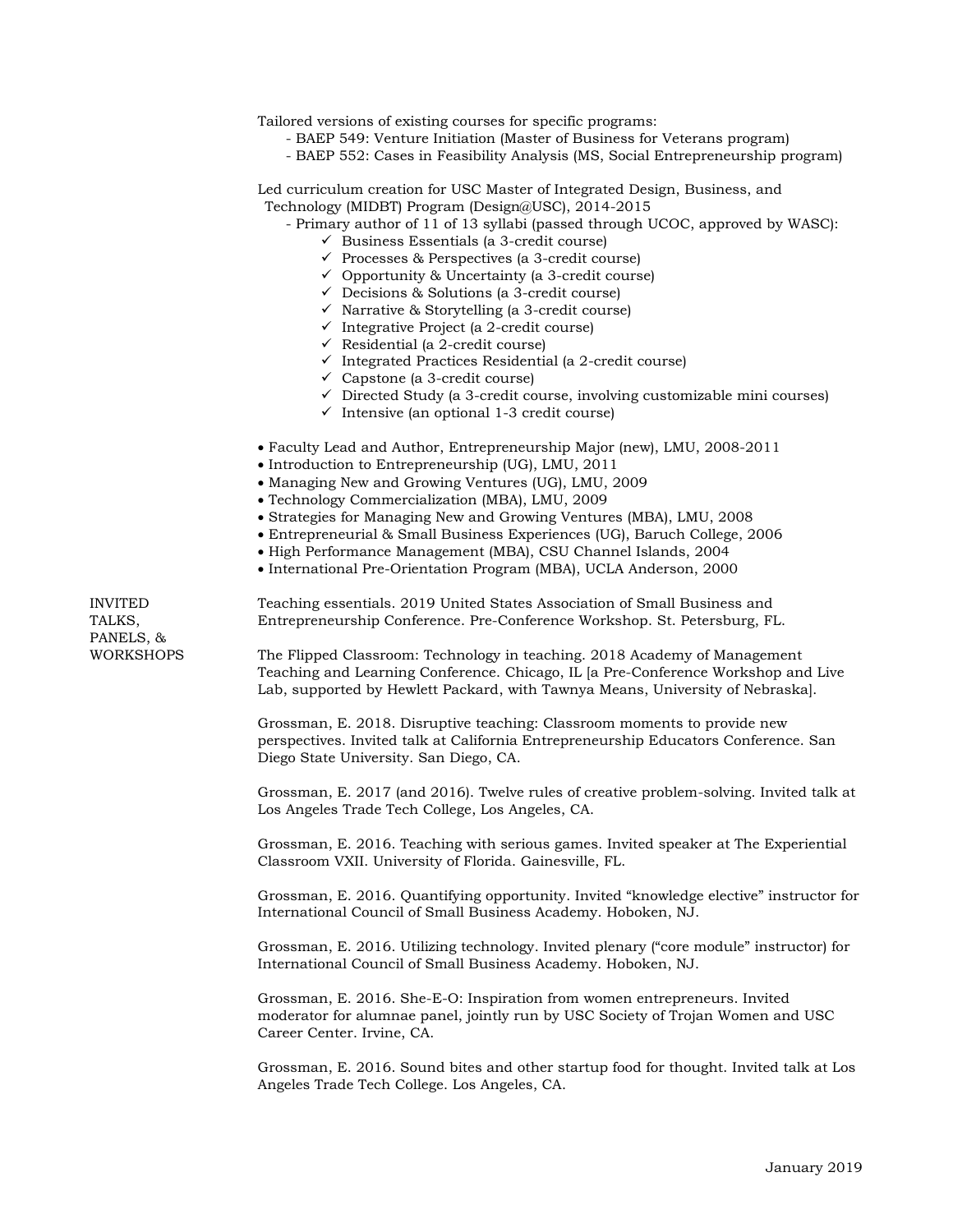Tailored versions of existing courses for specific programs:

- BAEP 549: Venture Initiation (Master of Business for Veterans program)
- BAEP 552: Cases in Feasibility Analysis (MS, Social Entrepreneurship program)

Led curriculum creation for USC Master of Integrated Design, Business, and Technology (MIDBT) Program (Design@USC), 2014-2015

- Primary author of 11 of 13 syllabi (passed through UCOC, approved by WASC):
  - ✓ Business Essentials (a 3-credit course)
  - ✓ Processes & Perspectives (a 3-credit course)
  - ✓ Opportunity & Uncertainty (a 3-credit course)
  - ✓ Decisions & Solutions (a 3-credit course)
  - ✓ Narrative & Storytelling (a 3-credit course)
  - ✓ Integrative Project (a 2-credit course)
  - ✓ Residential (a 2-credit course)
  - ✓ Integrated Practices Residential (a 2-credit course)
  - ✓ Capstone (a 3-credit course)
  - ✓ Directed Study (a 3-credit course, involving customizable mini courses)
  - ✓ Intensive (an optional 1-3 credit course)

- Faculty Lead and Author, Entrepreneurship Major (new), LMU, 2008-2011
- Introduction to Entrepreneurship (UG), LMU, 2011
- Managing New and Growing Ventures (UG), LMU, 2009
- Technology Commercialization (MBA), LMU, 2009
- Strategies for Managing New and Growing Ventures (MBA), LMU, 2008
- Entrepreneurial & Small Business Experiences (UG), Baruch College, 2006
- High Performance Management (MBA), CSU Channel Islands, 2004
- International Pre-Orientation Program (MBA), UCLA Anderson, 2000

## INVITED TALKS, PANELS, & WORKSHOPS

Teaching essentials. 2019 United States Association of Small Business and Entrepreneurship Conference. Pre-Conference Workshop. St. Petersburg, FL.

The Flipped Classroom: Technology in teaching. 2018 Academy of Management Teaching and Learning Conference. Chicago, IL [a Pre-Conference Workshop and Live Lab, supported by Hewlett Packard, with Tawnya Means, University of Nebraska].

Grossman, E. 2018. Disruptive teaching: Classroom moments to provide new perspectives. Invited talk at California Entrepreneurship Educators Conference. San Diego State University. San Diego, CA.

Grossman, E. 2017 (and 2016). Twelve rules of creative problem-solving. Invited talk at Los Angeles Trade Tech College, Los Angeles, CA.

Grossman, E. 2016. Teaching with serious games. Invited speaker at The Experiential Classroom VXII. University of Florida. Gainesville, FL.

Grossman, E. 2016. Quantifying opportunity. Invited "knowledge elective" instructor for International Council of Small Business Academy. Hoboken, NJ.

Grossman, E. 2016. Utilizing technology. Invited plenary ("core module" instructor) for International Council of Small Business Academy. Hoboken, NJ.

Grossman, E. 2016. She-E-O: Inspiration from women entrepreneurs. Invited moderator for alumnae panel, jointly run by USC Society of Trojan Women and USC Career Center. Irvine, CA.

Grossman, E. 2016. Sound bites and other startup food for thought. Invited talk at Los Angeles Trade Tech College. Los Angeles, CA.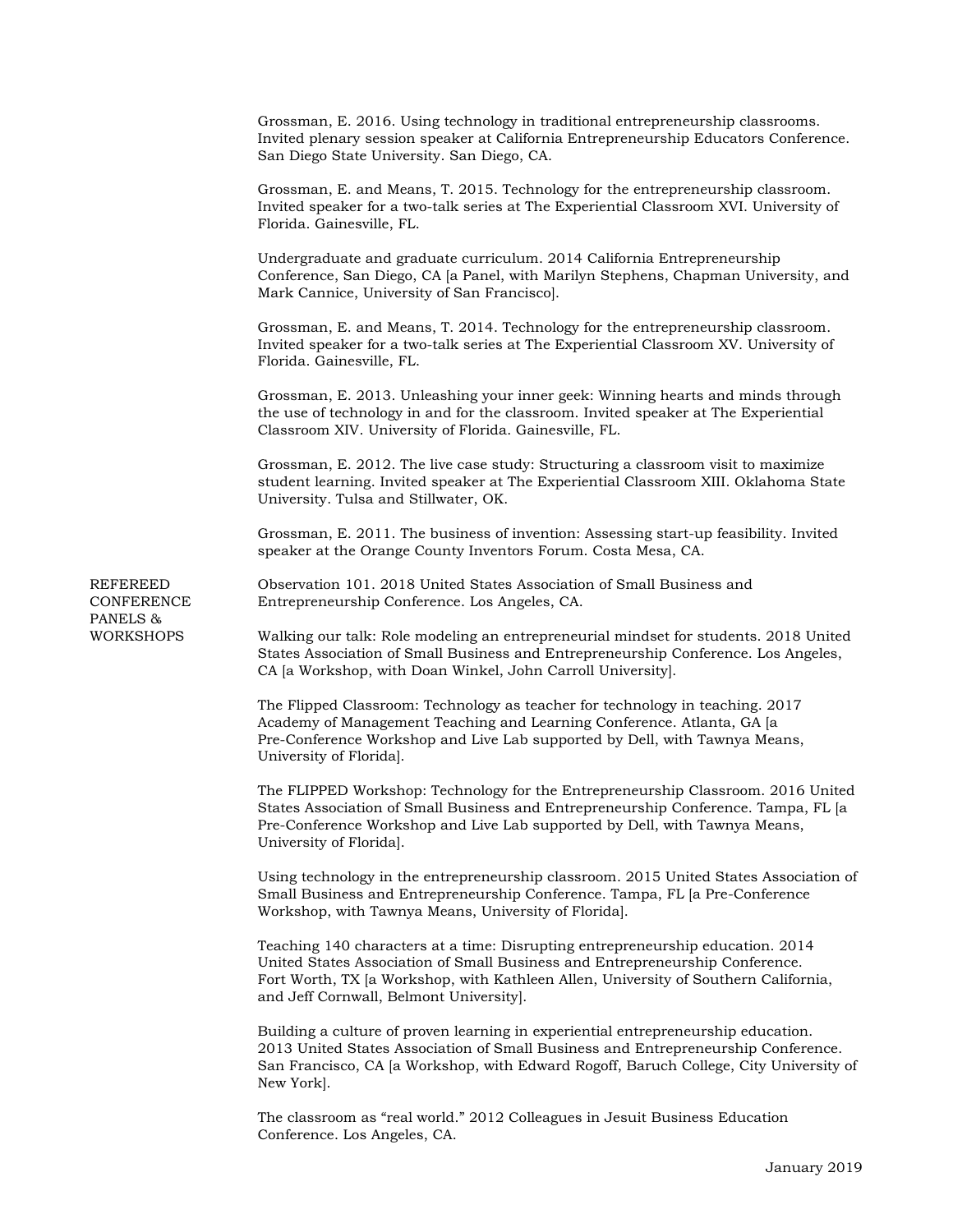Grossman, E. 2016. Using technology in traditional entrepreneurship classrooms. Invited plenary session speaker at California Entrepreneurship Educators Conference. San Diego State University. San Diego, CA.

Grossman, E. and Means, T. 2015. Technology for the entrepreneurship classroom. Invited speaker for a two-talk series at The Experiential Classroom XVI. University of Florida. Gainesville, FL.

Undergraduate and graduate curriculum. 2014 California Entrepreneurship Conference, San Diego, CA [a Panel, with Marilyn Stephens, Chapman University, and Mark Cannice, University of San Francisco].

Grossman, E. and Means, T. 2014. Technology for the entrepreneurship classroom. Invited speaker for a two-talk series at The Experiential Classroom XV. University of Florida. Gainesville, FL.

Grossman, E. 2013. Unleashing your inner geek: Winning hearts and minds through the use of technology in and for the classroom. Invited speaker at The Experiential Classroom XIV. University of Florida. Gainesville, FL.

Grossman, E. 2012. The live case study: Structuring a classroom visit to maximize student learning. Invited speaker at The Experiential Classroom XIII. Oklahoma State University. Tulsa and Stillwater, OK.

Grossman, E. 2011. The business of invention: Assessing start-up feasibility. Invited speaker at the Orange County Inventors Forum. Costa Mesa, CA.

## REFEREED CONFERENCE PANELS & WORKSHOPS

Observation 101. 2018 United States Association of Small Business and Entrepreneurship Conference. Los Angeles, CA.

Walking our talk: Role modeling an entrepreneurial mindset for students. 2018 United States Association of Small Business and Entrepreneurship Conference. Los Angeles, CA [a Workshop, with Doan Winkel, John Carroll University].

The Flipped Classroom: Technology as teacher for technology in teaching. 2017 Academy of Management Teaching and Learning Conference. Atlanta, GA [a Pre-Conference Workshop and Live Lab supported by Dell, with Tawnya Means, University of Florida].

The FLIPPED Workshop: Technology for the Entrepreneurship Classroom. 2016 United States Association of Small Business and Entrepreneurship Conference. Tampa, FL [a Pre-Conference Workshop and Live Lab supported by Dell, with Tawnya Means, University of Florida].

Using technology in the entrepreneurship classroom. 2015 United States Association of Small Business and Entrepreneurship Conference. Tampa, FL [a Pre-Conference Workshop, with Tawnya Means, University of Florida].

Teaching 140 characters at a time: Disrupting entrepreneurship education. 2014 United States Association of Small Business and Entrepreneurship Conference. Fort Worth, TX [a Workshop, with Kathleen Allen, University of Southern California, and Jeff Cornwall, Belmont University].

Building a culture of proven learning in experiential entrepreneurship education. 2013 United States Association of Small Business and Entrepreneurship Conference. San Francisco, CA [a Workshop, with Edward Rogoff, Baruch College, City University of New York].

The classroom as "real world." 2012 Colleagues in Jesuit Business Education Conference. Los Angeles, CA.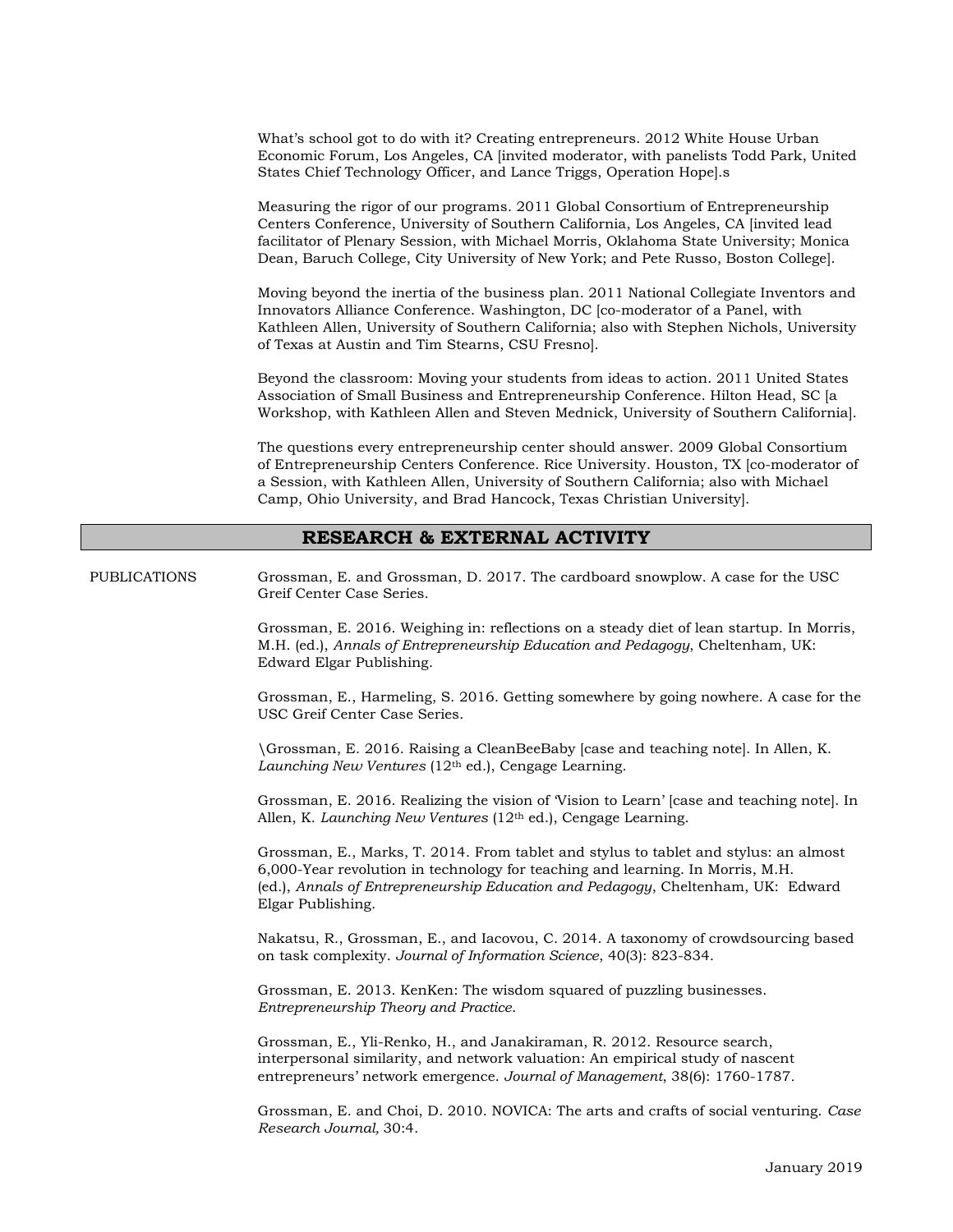What's school got to do with it? Creating entrepreneurs. 2012 White House Urban Economic Forum, Los Angeles, CA [invited moderator, with panelists Todd Park, United States Chief Technology Officer, and Lance Triggs, Operation Hope].s

Measuring the rigor of our programs. 2011 Global Consortium of Entrepreneurship Centers Conference, University of Southern California, Los Angeles, CA [invited lead facilitator of Plenary Session, with Michael Morris, Oklahoma State University; Monica Dean, Baruch College, City University of New York; and Pete Russo, Boston College].

Moving beyond the inertia of the business plan. 2011 National Collegiate Inventors and Innovators Alliance Conference. Washington, DC [co-moderator of a Panel, with Kathleen Allen, University of Southern California; also with Stephen Nichols, University of Texas at Austin and Tim Stearns, CSU Fresno].

Beyond the classroom: Moving your students from ideas to action. 2011 United States Association of Small Business and Entrepreneurship Conference. Hilton Head, SC [a Workshop, with Kathleen Allen and Steven Mednick, University of Southern California].

The questions every entrepreneurship center should answer. 2009 Global Consortium of Entrepreneurship Centers Conference. Rice University. Houston, TX [co-moderator of a Session, with Kathleen Allen, University of Southern California; also with Michael Camp, Ohio University, and Brad Hancock, Texas Christian University].

## RESEARCH & EXTERNAL ACTIVITY

**PUBLICATIONS**

Grossman, E. and Grossman, D. 2017. The cardboard snowplow. A case for the USC Greif Center Case Series.

Grossman, E. 2016. Weighing in: reflections on a steady diet of lean startup. In Morris, M.H. (ed.), *Annals of Entrepreneurship Education and Pedagogy*, Cheltenham, UK: Edward Elgar Publishing.

Grossman, E., Harmeling, S. 2016. Getting somewhere by going nowhere. A case for the USC Greif Center Case Series.

\Grossman, E. 2016. Raising a CleanBeeBaby [case and teaching note]. In Allen, K. *Launching New Ventures* (12th ed.), Cengage Learning.

Grossman, E. 2016. Realizing the vision of 'Vision to Learn' [case and teaching note]. In Allen, K. *Launching New Ventures* (12th ed.), Cengage Learning.

Grossman, E., Marks, T. 2014. From tablet and stylus to tablet and stylus: an almost 6,000-Year revolution in technology for teaching and learning. In Morris, M.H. (ed.), *Annals of Entrepreneurship Education and Pedagogy*, Cheltenham, UK: Edward Elgar Publishing.

Nakatsu, R., Grossman, E., and Iacovou, C. 2014. A taxonomy of crowdsourcing based on task complexity. *Journal of Information Science*, 40(3): 823-834.

Grossman, E. 2013. KenKen: The wisdom squared of puzzling businesses. *Entrepreneurship Theory and Practice*.

Grossman, E., Yli-Renko, H., and Janakiraman, R. 2012. Resource search, interpersonal similarity, and network valuation: An empirical study of nascent entrepreneurs' network emergence. *Journal of Management*, 38(6): 1760-1787.

Grossman, E. and Choi, D. 2010. NOVICA: The arts and crafts of social venturing. *Case Research Journal,* 30:4.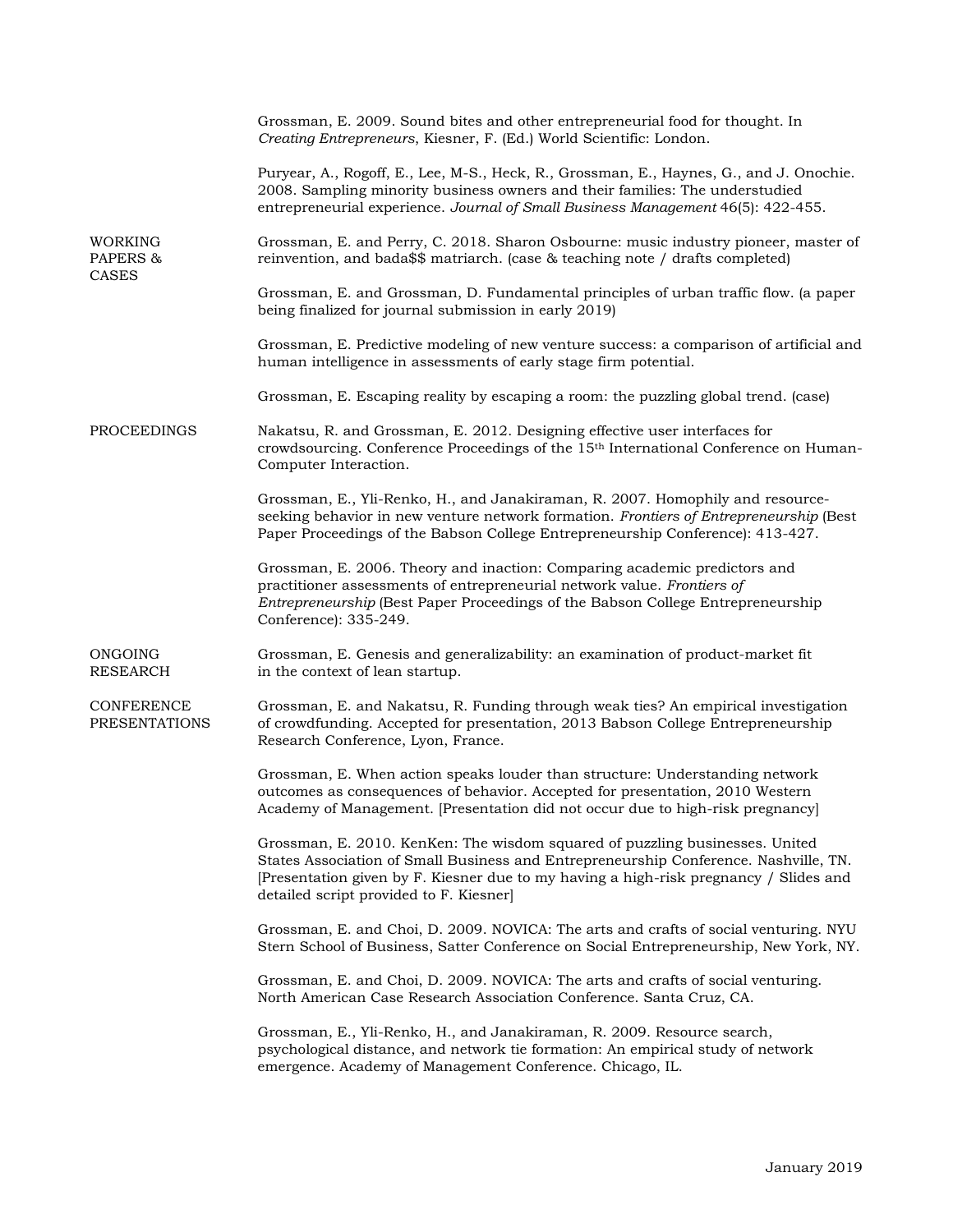Grossman, E. 2009. Sound bites and other entrepreneurial food for thought. In *Creating Entrepreneurs*, Kiesner, F. (Ed.) World Scientific: London.

Puryear, A., Rogoff, E., Lee, M-S., Heck, R., Grossman, E., Haynes, G., and J. Onochie. 2008. Sampling minority business owners and their families: The understudied entrepreneurial experience. *Journal of Small Business Management* 46(5): 422-455.

## WORKING PAPERS & CASES

Grossman, E. and Perry, C. 2018. Sharon Osbourne: music industry pioneer, master of reinvention, and bada$$ matriarch. (case & teaching note / drafts completed)

Grossman, E. and Grossman, D. Fundamental principles of urban traffic flow. (a paper being finalized for journal submission in early 2019)

Grossman, E. Predictive modeling of new venture success: a comparison of artificial and human intelligence in assessments of early stage firm potential.

Grossman, E. Escaping reality by escaping a room: the puzzling global trend. (case)

## PROCEEDINGS

Nakatsu, R. and Grossman, E. 2012. Designing effective user interfaces for crowdsourcing. Conference Proceedings of the 15th International Conference on Human-Computer Interaction.

Grossman, E., Yli-Renko, H., and Janakiraman, R. 2007. Homophily and resource-seeking behavior in new venture network formation. *Frontiers of Entrepreneurship* (Best Paper Proceedings of the Babson College Entrepreneurship Conference): 413-427.

Grossman, E. 2006. Theory and inaction: Comparing academic predictors and practitioner assessments of entrepreneurial network value. *Frontiers of Entrepreneurship* (Best Paper Proceedings of the Babson College Entrepreneurship Conference): 335-249.

## ONGOING RESEARCH

Grossman, E. Genesis and generalizability: an examination of product-market fit in the context of lean startup.

## CONFERENCE PRESENTATIONS

Grossman, E. and Nakatsu, R. Funding through weak ties? An empirical investigation of crowdfunding. Accepted for presentation, 2013 Babson College Entrepreneurship Research Conference, Lyon, France.

Grossman, E. When action speaks louder than structure: Understanding network outcomes as consequences of behavior. Accepted for presentation, 2010 Western Academy of Management. [Presentation did not occur due to high-risk pregnancy]

Grossman, E. 2010. KenKen: The wisdom squared of puzzling businesses. United States Association of Small Business and Entrepreneurship Conference. Nashville, TN. [Presentation given by F. Kiesner due to my having a high-risk pregnancy / Slides and detailed script provided to F. Kiesner]

Grossman, E. and Choi, D. 2009. NOVICA: The arts and crafts of social venturing. NYU Stern School of Business, Satter Conference on Social Entrepreneurship, New York, NY.

Grossman, E. and Choi, D. 2009. NOVICA: The arts and crafts of social venturing. North American Case Research Association Conference. Santa Cruz, CA.

Grossman, E., Yli-Renko, H., and Janakiraman, R. 2009. Resource search, psychological distance, and network tie formation: An empirical study of network emergence. Academy of Management Conference. Chicago, IL.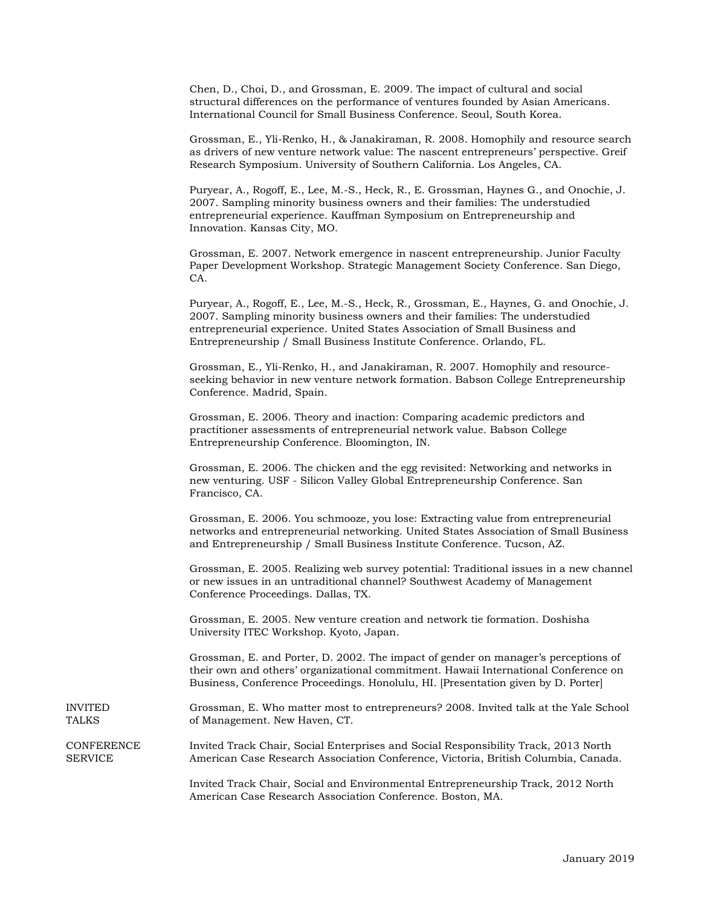Chen, D., Choi, D., and Grossman, E. 2009. The impact of cultural and social structural differences on the performance of ventures founded by Asian Americans. International Council for Small Business Conference. Seoul, South Korea.

Grossman, E., Yli-Renko, H., & Janakiraman, R. 2008. Homophily and resource search as drivers of new venture network value: The nascent entrepreneurs' perspective. Greif Research Symposium. University of Southern California. Los Angeles, CA.

Puryear, A., Rogoff, E., Lee, M.-S., Heck, R., E. Grossman, Haynes G., and Onochie, J. 2007. Sampling minority business owners and their families: The understudied entrepreneurial experience. Kauffman Symposium on Entrepreneurship and Innovation. Kansas City, MO.

Grossman, E. 2007. Network emergence in nascent entrepreneurship. Junior Faculty Paper Development Workshop. Strategic Management Society Conference. San Diego, CA.

Puryear, A., Rogoff, E., Lee, M.-S., Heck, R., Grossman, E., Haynes, G. and Onochie, J. 2007. Sampling minority business owners and their families: The understudied entrepreneurial experience. United States Association of Small Business and Entrepreneurship / Small Business Institute Conference. Orlando, FL.

Grossman, E., Yli-Renko, H., and Janakiraman, R. 2007. Homophily and resource-seeking behavior in new venture network formation. Babson College Entrepreneurship Conference. Madrid, Spain.

Grossman, E. 2006. Theory and inaction: Comparing academic predictors and practitioner assessments of entrepreneurial network value. Babson College Entrepreneurship Conference. Bloomington, IN.

Grossman, E. 2006. The chicken and the egg revisited: Networking and networks in new venturing. USF - Silicon Valley Global Entrepreneurship Conference. San Francisco, CA.

Grossman, E. 2006. You schmooze, you lose: Extracting value from entrepreneurial networks and entrepreneurial networking. United States Association of Small Business and Entrepreneurship / Small Business Institute Conference. Tucson, AZ.

Grossman, E. 2005. Realizing web survey potential: Traditional issues in a new channel or new issues in an untraditional channel? Southwest Academy of Management Conference Proceedings. Dallas, TX.

Grossman, E. 2005. New venture creation and network tie formation. Doshisha University ITEC Workshop. Kyoto, Japan.

Grossman, E. and Porter, D. 2002. The impact of gender on manager's perceptions of their own and others' organizational commitment. Hawaii International Conference on Business, Conference Proceedings. Honolulu, HI. [Presentation given by D. Porter]

## INVITED TALKS

Grossman, E. Who matter most to entrepreneurs? 2008. Invited talk at the Yale School of Management. New Haven, CT.

## CONFERENCE SERVICE

Invited Track Chair, Social Enterprises and Social Responsibility Track, 2013 North American Case Research Association Conference, Victoria, British Columbia, Canada.

Invited Track Chair, Social and Environmental Entrepreneurship Track, 2012 North American Case Research Association Conference. Boston, MA.

January 2019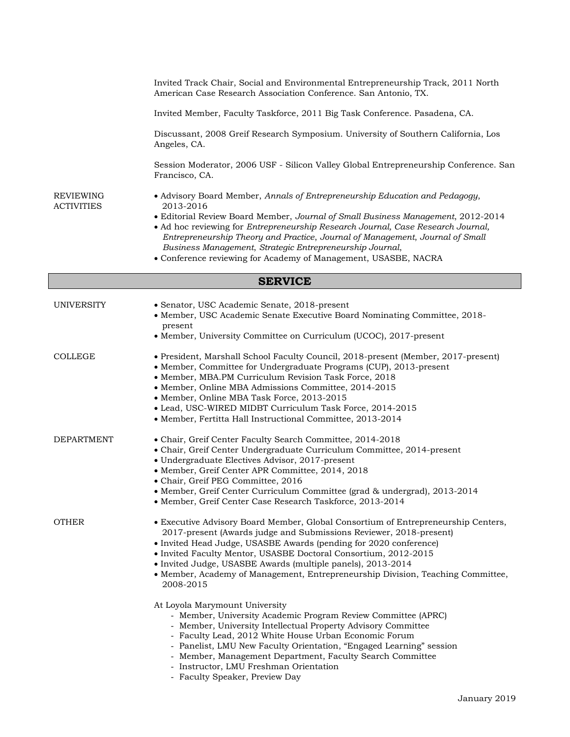Invited Track Chair, Social and Environmental Entrepreneurship Track, 2011 North American Case Research Association Conference. San Antonio, TX.

Invited Member, Faculty Taskforce, 2011 Big Task Conference. Pasadena, CA.

Discussant, 2008 Greif Research Symposium. University of Southern California, Los Angeles, CA.

Session Moderator, 2006 USF - Silicon Valley Global Entrepreneurship Conference. San Francisco, CA.

**REVIEWING ACTIVITIES**

- Advisory Board Member, *Annals of Entrepreneurship Education and Pedagogy*, 2013-2016
- Editorial Review Board Member, *Journal of Small Business Management*, 2012-2014
- Ad hoc reviewing for *Entrepreneurship Research Journal, Case Research Journal, Entrepreneurship Theory and Practice*, *Journal of Management*, *Journal of Small Business Management*, *Strategic Entrepreneurship Journal*,
- Conference reviewing for Academy of Management, USASBE, NACRA

## SERVICE

**UNIVERSITY**

- Senator, USC Academic Senate, 2018-present
- Member, USC Academic Senate Executive Board Nominating Committee, 2018-present
- Member, University Committee on Curriculum (UCOC), 2017-present

**COLLEGE**

- President, Marshall School Faculty Council, 2018-present (Member, 2017-present)
- Member, Committee for Undergraduate Programs (CUP), 2013-present
- Member, MBA.PM Curriculum Revision Task Force, 2018
- Member, Online MBA Admissions Committee, 2014-2015
- Member, Online MBA Task Force, 2013-2015
- Lead, USC-WIRED MIDBT Curriculum Task Force, 2014-2015
- Member, Fertitta Hall Instructional Committee, 2013-2014

**DEPARTMENT**

- Chair, Greif Center Faculty Search Committee, 2014-2018
- Chair, Greif Center Undergraduate Curriculum Committee, 2014-present
- Undergraduate Electives Advisor, 2017-present
- Member, Greif Center APR Committee, 2014, 2018
- Chair, Greif PEG Committee, 2016
- Member, Greif Center Curriculum Committee (grad & undergrad), 2013-2014
- Member, Greif Center Case Research Taskforce, 2013-2014

**OTHER**

- Executive Advisory Board Member, Global Consortium of Entrepreneurship Centers, 2017-present (Awards judge and Submissions Reviewer, 2018-present)
- Invited Head Judge, USASBE Awards (pending for 2020 conference)
- Invited Faculty Mentor, USASBE Doctoral Consortium, 2012-2015
- Invited Judge, USASBE Awards (multiple panels), 2013-2014
- Member, Academy of Management, Entrepreneurship Division, Teaching Committee, 2008-2015

At Loyola Marymount University

- Member, University Academic Program Review Committee (APRC)
- Member, University Intellectual Property Advisory Committee
- Faculty Lead, 2012 White House Urban Economic Forum
- Panelist, LMU New Faculty Orientation, "Engaged Learning" session
- Member, Management Department, Faculty Search Committee
- Instructor, LMU Freshman Orientation
- Faculty Speaker, Preview Day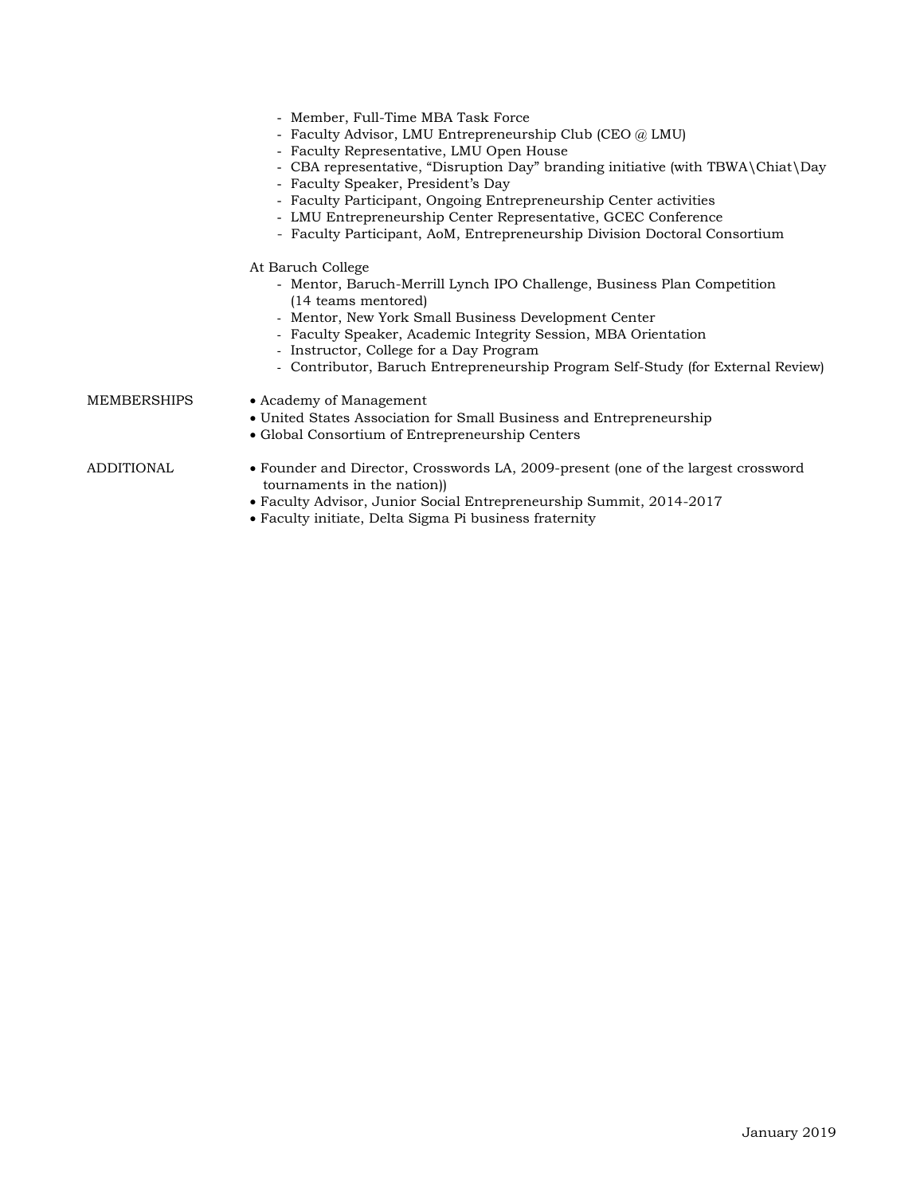- Member, Full-Time MBA Task Force
- Faculty Advisor, LMU Entrepreneurship Club (CEO @ LMU)
- Faculty Representative, LMU Open House
- CBA representative, "Disruption Day" branding initiative (with TBWA\Chiat\Day
- Faculty Speaker, President's Day
- Faculty Participant, Ongoing Entrepreneurship Center activities
- LMU Entrepreneurship Center Representative, GCEC Conference
- Faculty Participant, AoM, Entrepreneurship Division Doctoral Consortium

At Baruch College

- Mentor, Baruch-Merrill Lynch IPO Challenge, Business Plan Competition (14 teams mentored)
- Mentor, New York Small Business Development Center
- Faculty Speaker, Academic Integrity Session, MBA Orientation
- Instructor, College for a Day Program
- Contributor, Baruch Entrepreneurship Program Self-Study (for External Review)

MEMBERSHIPS

- Academy of Management
- United States Association for Small Business and Entrepreneurship
- Global Consortium of Entrepreneurship Centers

ADDITIONAL

- Founder and Director, Crosswords LA, 2009-present (one of the largest crossword tournaments in the nation))
- Faculty Advisor, Junior Social Entrepreneurship Summit, 2014-2017
- Faculty initiate, Delta Sigma Pi business fraternity

January 2019